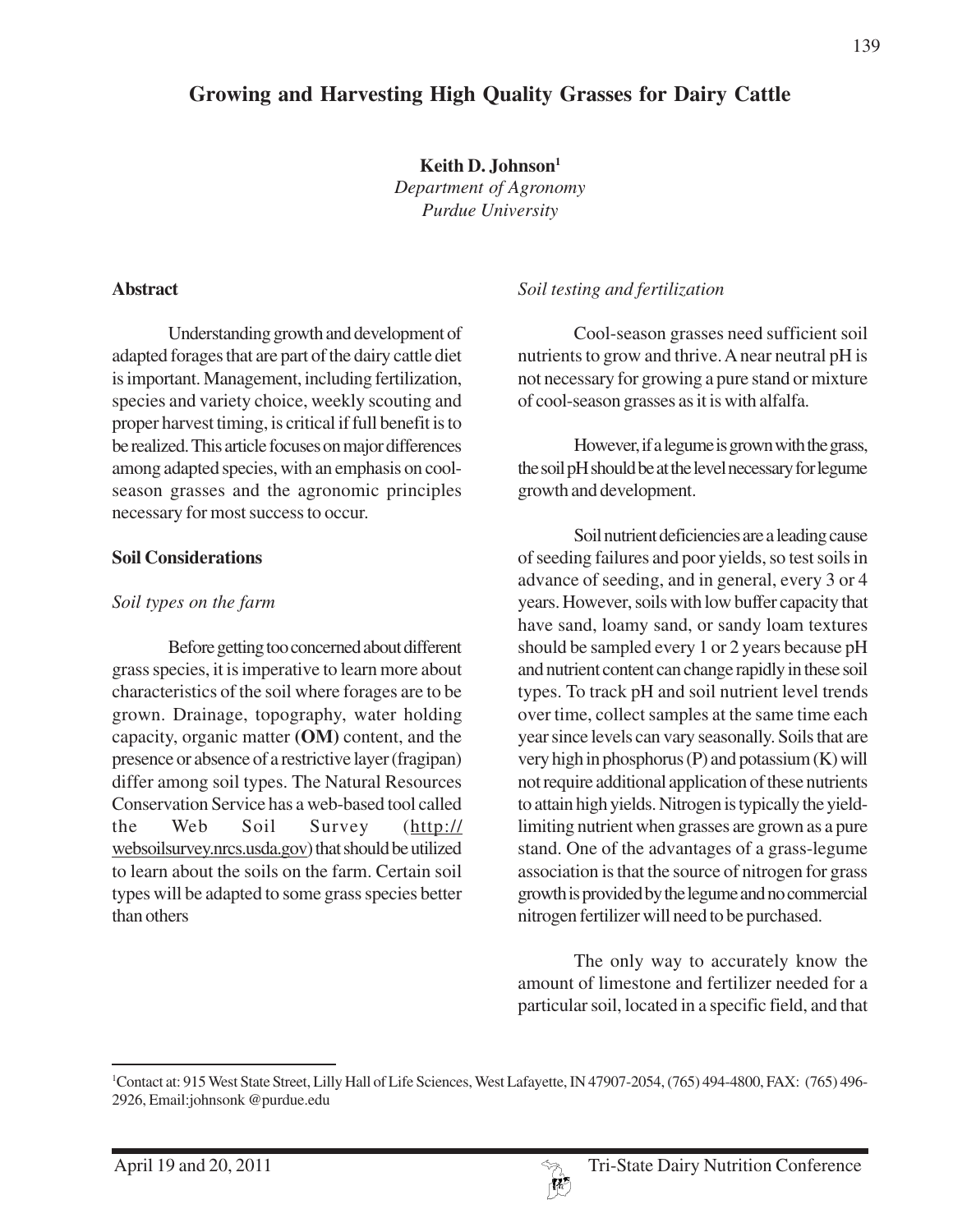# Growing and Harvesting High Quality Grasses for Dairy Cattle

**Keith D. Johnson**[1]
*Department of Agronomy*
*Purdue University*

## Abstract

Understanding growth and development of adapted forages that are part of the dairy cattle diet is important. Management, including fertilization, species and variety choice, weekly scouting and proper harvest timing, is critical if full benefit is to be realized. This article focuses on major differences among adapted species, with an emphasis on cool-season grasses and the agronomic principles necessary for most success to occur.

## Soil Considerations

### *Soil types on the farm*

Before getting too concerned about different grass species, it is imperative to learn more about characteristics of the soil where forages are to be grown. Drainage, topography, water holding capacity, organic matter **(OM)** content, and the presence or absence of a restrictive layer (fragipan) differ among soil types. The Natural Resources Conservation Service has a web-based tool called the Web Soil Survey (http://websoilsurvey.nrcs.usda.gov) that should be utilized to learn about the soils on the farm. Certain soil types will be adapted to some grass species better than others

### *Soil testing and fertilization*

Cool-season grasses need sufficient soil nutrients to grow and thrive. A near neutral pH is not necessary for growing a pure stand or mixture of cool-season grasses as it is with alfalfa.

However, if a legume is grown with the grass, the soil pH should be at the level necessary for legume growth and development.

Soil nutrient deficiencies are a leading cause of seeding failures and poor yields, so test soils in advance of seeding, and in general, every 3 or 4 years. However, soils with low buffer capacity that have sand, loamy sand, or sandy loam textures should be sampled every 1 or 2 years because pH and nutrient content can change rapidly in these soil types. To track pH and soil nutrient level trends over time, collect samples at the same time each year since levels can vary seasonally. Soils that are very high in phosphorus (P) and potassium (K) will not require additional application of these nutrients to attain high yields. Nitrogen is typically the yield-limiting nutrient when grasses are grown as a pure stand. One of the advantages of a grass-legume association is that the source of nitrogen for grass growth is provided by the legume and no commercial nitrogen fertilizer will need to be purchased.

The only way to accurately know the amount of limestone and fertilizer needed for a particular soil, located in a specific field, and that

---

[1] Contact at: 915 West State Street, Lilly Hall of Life Sciences, West Lafayette, IN 47907-2054, (765) 494-4800, FAX: (765) 496-2926, Email:johnsonk @purdue.edu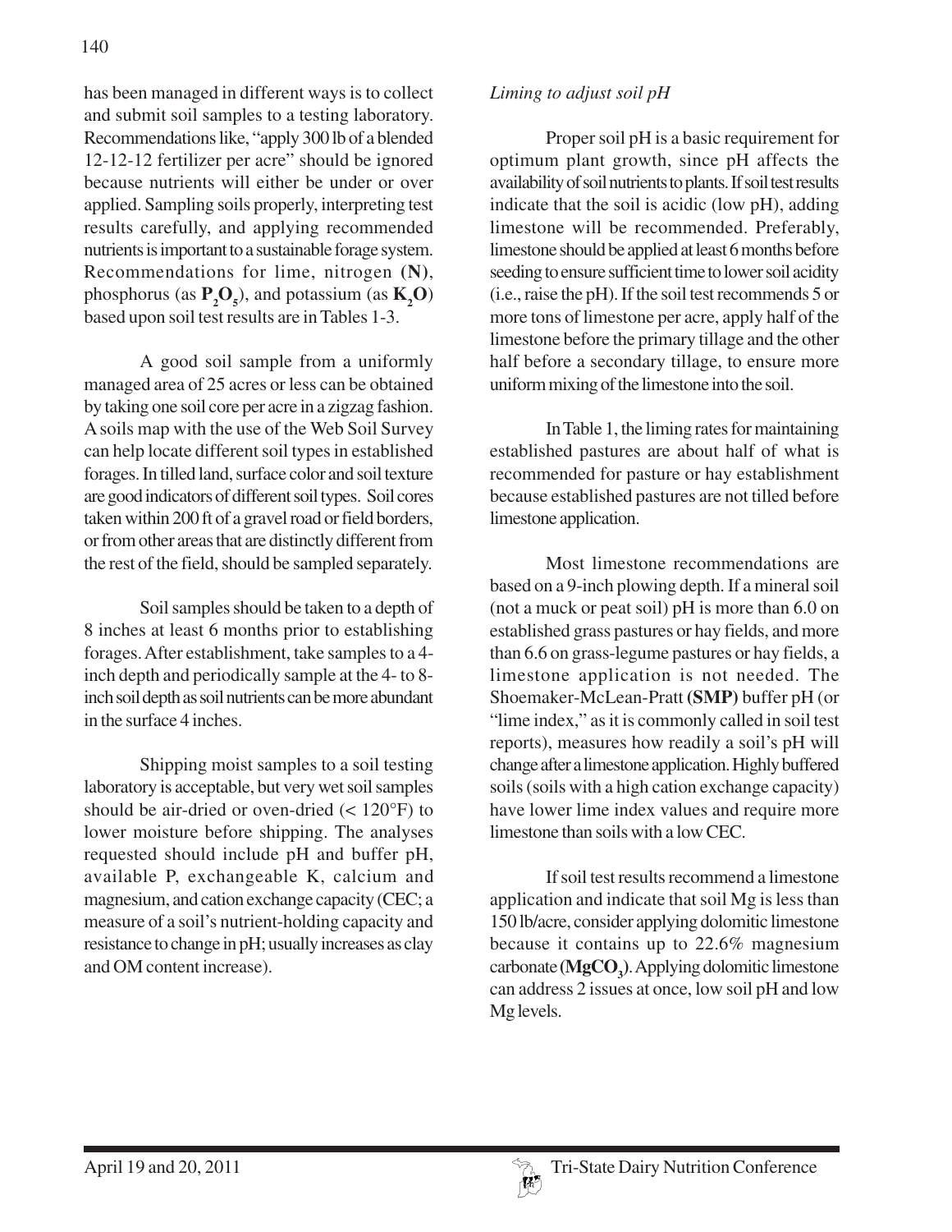has been managed in different ways is to collect and submit soil samples to a testing laboratory. Recommendations like, "apply 300 lb of a blended 12-12-12 fertilizer per acre" should be ignored because nutrients will either be under or over applied. Sampling soils properly, interpreting test results carefully, and applying recommended nutrients is important to a sustainable forage system. Recommendations for lime, nitrogen (**N**), phosphorus (as $\mathbf{P_2O_5}$), and potassium (as $\mathbf{K_2O}$) based upon soil test results are in Tables 1-3.

A good soil sample from a uniformly managed area of 25 acres or less can be obtained by taking one soil core per acre in a zigzag fashion. A soils map with the use of the Web Soil Survey can help locate different soil types in established forages. In tilled land, surface color and soil texture are good indicators of different soil types. Soil cores taken within 200 ft of a gravel road or field borders, or from other areas that are distinctly different from the rest of the field, should be sampled separately.

Soil samples should be taken to a depth of 8 inches at least 6 months prior to establishing forages. After establishment, take samples to a 4-inch depth and periodically sample at the 4- to 8-inch soil depth as soil nutrients can be more abundant in the surface 4 inches.

Shipping moist samples to a soil testing laboratory is acceptable, but very wet soil samples should be air-dried or oven-dried (< 120°F) to lower moisture before shipping. The analyses requested should include pH and buffer pH, available P, exchangeable K, calcium and magnesium, and cation exchange capacity (CEC; a measure of a soil's nutrient-holding capacity and resistance to change in pH; usually increases as clay and OM content increase).

*Liming to adjust soil pH*

Proper soil pH is a basic requirement for optimum plant growth, since pH affects the availability of soil nutrients to plants. If soil test results indicate that the soil is acidic (low pH), adding limestone will be recommended. Preferably, limestone should be applied at least 6 months before seeding to ensure sufficient time to lower soil acidity (i.e., raise the pH). If the soil test recommends 5 or more tons of limestone per acre, apply half of the limestone before the primary tillage and the other half before a secondary tillage, to ensure more uniform mixing of the limestone into the soil.

In Table 1, the liming rates for maintaining established pastures are about half of what is recommended for pasture or hay establishment because established pastures are not tilled before limestone application.

Most limestone recommendations are based on a 9-inch plowing depth. If a mineral soil (not a muck or peat soil) pH is more than 6.0 on established grass pastures or hay fields, and more than 6.6 on grass-legume pastures or hay fields, a limestone application is not needed. The Shoemaker-McLean-Pratt (**SMP**) buffer pH (or "lime index," as it is commonly called in soil test reports), measures how readily a soil's pH will change after a limestone application. Highly buffered soils (soils with a high cation exchange capacity) have lower lime index values and require more limestone than soils with a low CEC.

If soil test results recommend a limestone application and indicate that soil Mg is less than 150 lb/acre, consider applying dolomitic limestone because it contains up to 22.6% magnesium carbonate ($\mathbf{MgCO_3}$). Applying dolomitic limestone can address 2 issues at once, low soil pH and low Mg levels.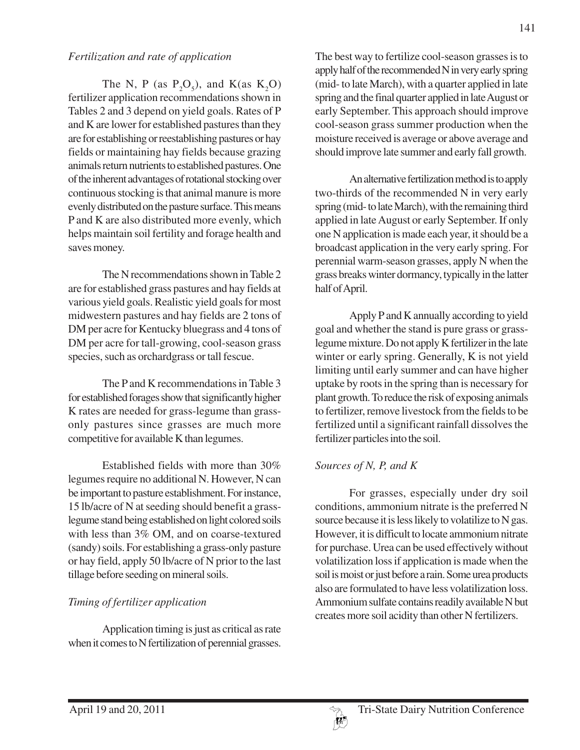*Fertilization and rate of application*

The N, P (as $P_2O_5$), and K(as $K_2O$) fertilizer application recommendations shown in Tables 2 and 3 depend on yield goals. Rates of P and K are lower for established pastures than they are for establishing or reestablishing pastures or hay fields or maintaining hay fields because grazing animals return nutrients to established pastures. One of the inherent advantages of rotational stocking over continuous stocking is that animal manure is more evenly distributed on the pasture surface. This means P and K are also distributed more evenly, which helps maintain soil fertility and forage health and saves money.

The N recommendations shown in Table 2 are for established grass pastures and hay fields at various yield goals. Realistic yield goals for most midwestern pastures and hay fields are 2 tons of DM per acre for Kentucky bluegrass and 4 tons of DM per acre for tall-growing, cool-season grass species, such as orchardgrass or tall fescue.

The P and K recommendations in Table 3 for established forages show that significantly higher K rates are needed for grass-legume than grass-only pastures since grasses are much more competitive for available K than legumes.

Established fields with more than 30% legumes require no additional N. However, N can be important to pasture establishment. For instance, 15 lb/acre of N at seeding should benefit a grass-legume stand being established on light colored soils with less than 3% OM, and on coarse-textured (sandy) soils. For establishing a grass-only pasture or hay field, apply 50 lb/acre of N prior to the last tillage before seeding on mineral soils.

*Timing of fertilizer application*

Application timing is just as critical as rate when it comes to N fertilization of perennial grasses. The best way to fertilize cool-season grasses is to apply half of the recommended N in very early spring (mid- to late March), with a quarter applied in late spring and the final quarter applied in late August or early September. This approach should improve cool-season grass summer production when the moisture received is average or above average and should improve late summer and early fall growth.

An alternative fertilization method is to apply two-thirds of the recommended N in very early spring (mid- to late March), with the remaining third applied in late August or early September. If only one N application is made each year, it should be a broadcast application in the very early spring. For perennial warm-season grasses, apply N when the grass breaks winter dormancy, typically in the latter half of April.

Apply P and K annually according to yield goal and whether the stand is pure grass or grass-legume mixture. Do not apply K fertilizer in the late winter or early spring. Generally, K is not yield limiting until early summer and can have higher uptake by roots in the spring than is necessary for plant growth. To reduce the risk of exposing animals to fertilizer, remove livestock from the fields to be fertilized until a significant rainfall dissolves the fertilizer particles into the soil.

*Sources of N, P, and K*

For grasses, especially under dry soil conditions, ammonium nitrate is the preferred N source because it is less likely to volatilize to N gas. However, it is difficult to locate ammonium nitrate for purchase. Urea can be used effectively without volatilization loss if application is made when the soil is moist or just before a rain. Some urea products also are formulated to have less volatilization loss. Ammonium sulfate contains readily available N but creates more soil acidity than other N fertilizers.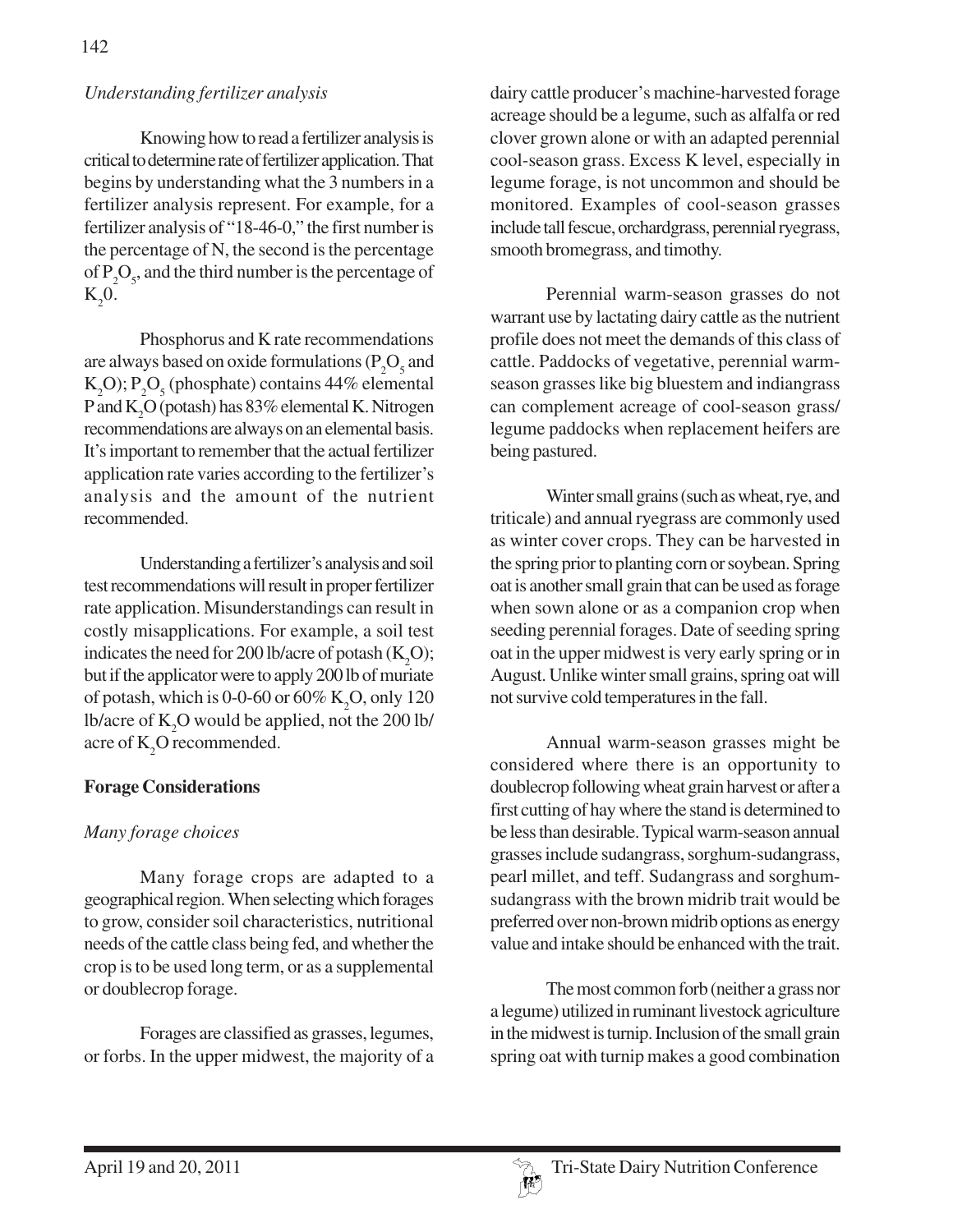### *Understanding fertilizer analysis*

Knowing how to read a fertilizer analysis is critical to determine rate of fertilizer application. That begins by understanding what the 3 numbers in a fertilizer analysis represent. For example, for a fertilizer analysis of "18-46-0," the first number is the percentage of N, the second is the percentage of $P_2O_5$, and the third number is the percentage of $K_20$.

Phosphorus and K rate recommendations are always based on oxide formulations ($P_2O_5$ and $K_2O$); $P_2O_5$ (phosphate) contains 44% elemental P and $K_2O$ (potash) has 83% elemental K. Nitrogen recommendations are always on an elemental basis. It's important to remember that the actual fertilizer application rate varies according to the fertilizer's analysis and the amount of the nutrient recommended.

Understanding a fertilizer's analysis and soil test recommendations will result in proper fertilizer rate application. Misunderstandings can result in costly misapplications. For example, a soil test indicates the need for 200 lb/acre of potash ($K_2O$); but if the applicator were to apply 200 lb of muriate of potash, which is 0-0-60 or 60% $K_2O$, only 120 lb/acre of $K_2O$ would be applied, not the 200 lb/acre of $K_2O$ recommended.

## Forage Considerations

### *Many forage choices*

Many forage crops are adapted to a geographical region. When selecting which forages to grow, consider soil characteristics, nutritional needs of the cattle class being fed, and whether the crop is to be used long term, or as a supplemental or doublecrop forage.

Forages are classified as grasses, legumes, or forbs. In the upper midwest, the majority of a dairy cattle producer's machine-harvested forage acreage should be a legume, such as alfalfa or red clover grown alone or with an adapted perennial cool-season grass. Excess K level, especially in legume forage, is not uncommon and should be monitored. Examples of cool-season grasses include tall fescue, orchardgrass, perennial ryegrass, smooth bromegrass, and timothy.

Perennial warm-season grasses do not warrant use by lactating dairy cattle as the nutrient profile does not meet the demands of this class of cattle. Paddocks of vegetative, perennial warm-season grasses like big bluestem and indiangrass can complement acreage of cool-season grass/legume paddocks when replacement heifers are being pastured.

Winter small grains (such as wheat, rye, and triticale) and annual ryegrass are commonly used as winter cover crops. They can be harvested in the spring prior to planting corn or soybean. Spring oat is another small grain that can be used as forage when sown alone or as a companion crop when seeding perennial forages. Date of seeding spring oat in the upper midwest is very early spring or in August. Unlike winter small grains, spring oat will not survive cold temperatures in the fall.

Annual warm-season grasses might be considered where there is an opportunity to doublecrop following wheat grain harvest or after a first cutting of hay where the stand is determined to be less than desirable. Typical warm-season annual grasses include sudangrass, sorghum-sudangrass, pearl millet, and teff. Sudangrass and sorghum-sudangrass with the brown midrib trait would be preferred over non-brown midrib options as energy value and intake should be enhanced with the trait.

The most common forb (neither a grass nor a legume) utilized in ruminant livestock agriculture in the midwest is turnip. Inclusion of the small grain spring oat with turnip makes a good combination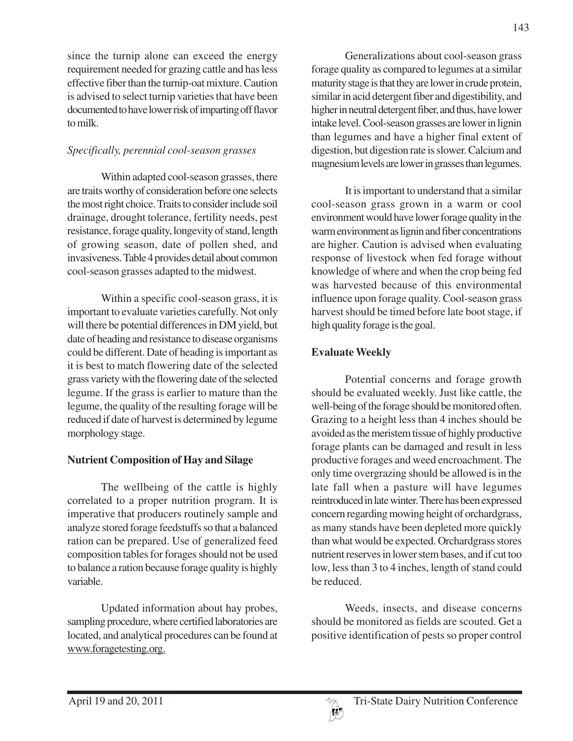since the turnip alone can exceed the energy requirement needed for grazing cattle and has less effective fiber than the turnip-oat mixture. Caution is advised to select turnip varieties that have been documented to have lower risk of imparting off flavor to milk.

*Specifically, perennial cool-season grasses*

Within adapted cool-season grasses, there are traits worthy of consideration before one selects the most right choice. Traits to consider include soil drainage, drought tolerance, fertility needs, pest resistance, forage quality, longevity of stand, length of growing season, date of pollen shed, and invasiveness. Table 4 provides detail about common cool-season grasses adapted to the midwest.

Within a specific cool-season grass, it is important to evaluate varieties carefully. Not only will there be potential differences in DM yield, but date of heading and resistance to disease organisms could be different. Date of heading is important as it is best to match flowering date of the selected grass variety with the flowering date of the selected legume. If the grass is earlier to mature than the legume, the quality of the resulting forage will be reduced if date of harvest is determined by legume morphology stage.

**Nutrient Composition of Hay and Silage**

The wellbeing of the cattle is highly correlated to a proper nutrition program. It is imperative that producers routinely sample and analyze stored forage feedstuffs so that a balanced ration can be prepared. Use of generalized feed composition tables for forages should not be used to balance a ration because forage quality is highly variable.

Updated information about hay probes, sampling procedure, where certified laboratories are located, and analytical procedures can be found at www.foragetesting.org.

Generalizations about cool-season grass forage quality as compared to legumes at a similar maturity stage is that they are lower in crude protein, similar in acid detergent fiber and digestibility, and higher in neutral detergent fiber, and thus, have lower intake level. Cool-season grasses are lower in lignin than legumes and have a higher final extent of digestion, but digestion rate is slower. Calcium and magnesium levels are lower in grasses than legumes.

It is important to understand that a similar cool-season grass grown in a warm or cool environment would have lower forage quality in the warm environment as lignin and fiber concentrations are higher. Caution is advised when evaluating response of livestock when fed forage without knowledge of where and when the crop being fed was harvested because of this environmental influence upon forage quality. Cool-season grass harvest should be timed before late boot stage, if high quality forage is the goal.

**Evaluate Weekly**

Potential concerns and forage growth should be evaluated weekly. Just like cattle, the well-being of the forage should be monitored often. Grazing to a height less than 4 inches should be avoided as the meristem tissue of highly productive forage plants can be damaged and result in less productive forages and weed encroachment. The only time overgrazing should be allowed is in the late fall when a pasture will have legumes reintroduced in late winter. There has been expressed concern regarding mowing height of orchardgrass, as many stands have been depleted more quickly than what would be expected. Orchardgrass stores nutrient reserves in lower stem bases, and if cut too low, less than 3 to 4 inches, length of stand could be reduced.

Weeds, insects, and disease concerns should be monitored as fields are scouted. Get a positive identification of pests so proper control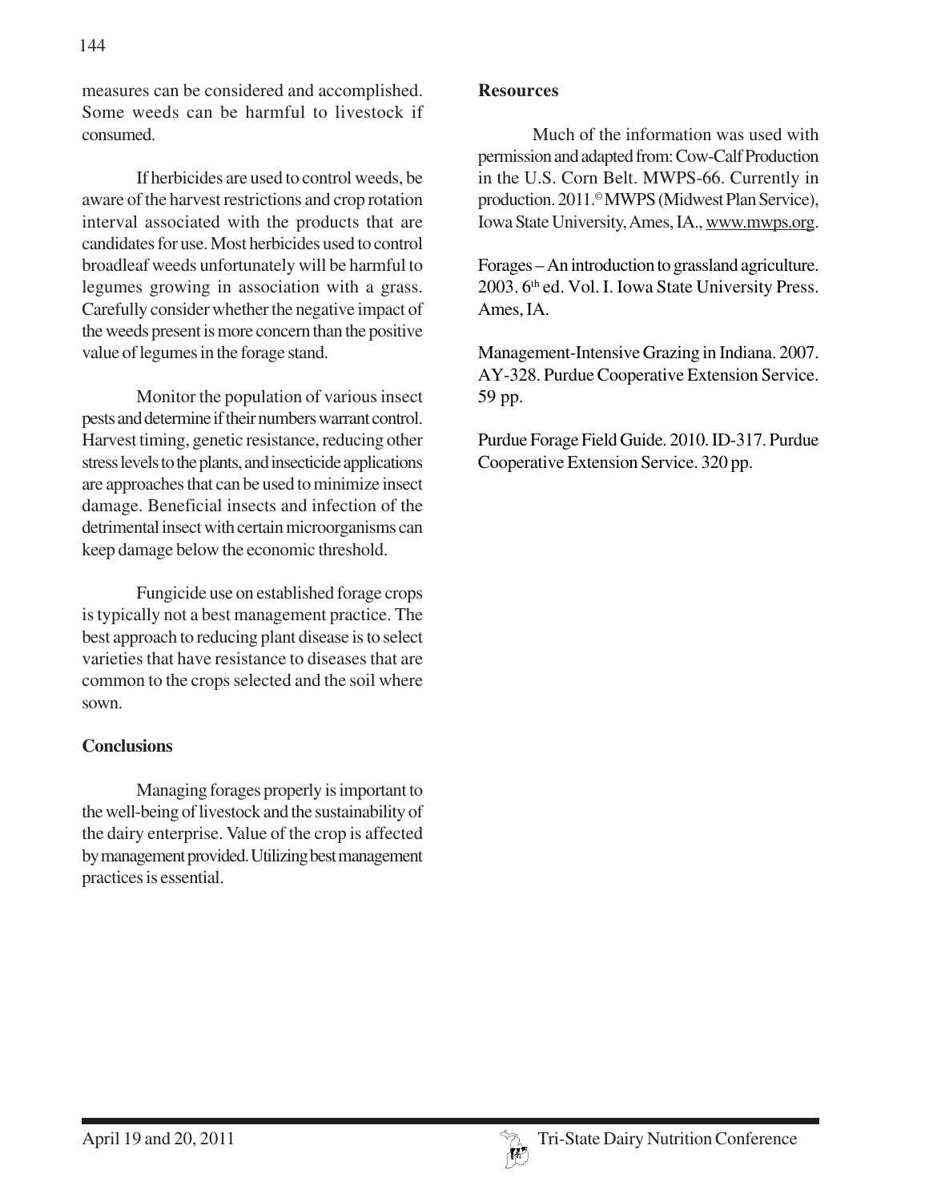measures can be considered and accomplished. Some weeds can be harmful to livestock if consumed.

If herbicides are used to control weeds, be aware of the harvest restrictions and crop rotation interval associated with the products that are candidates for use. Most herbicides used to control broadleaf weeds unfortunately will be harmful to legumes growing in association with a grass. Carefully consider whether the negative impact of the weeds present is more concern than the positive value of legumes in the forage stand.

Monitor the population of various insect pests and determine if their numbers warrant control. Harvest timing, genetic resistance, reducing other stress levels to the plants, and insecticide applications are approaches that can be used to minimize insect damage. Beneficial insects and infection of the detrimental insect with certain microorganisms can keep damage below the economic threshold.

Fungicide use on established forage crops is typically not a best management practice. The best approach to reducing plant disease is to select varieties that have resistance to diseases that are common to the crops selected and the soil where sown.

**Conclusions**

Managing forages properly is important to the well-being of livestock and the sustainability of the dairy enterprise. Value of the crop is affected by management provided. Utilizing best management practices is essential.

**Resources**

Much of the information was used with permission and adapted from: Cow-Calf Production in the U.S. Corn Belt. MWPS-66. Currently in production. 2011.© MWPS (Midwest Plan Service), Iowa State University, Ames, IA., www.mwps.org.

Forages – An introduction to grassland agriculture. 2003. 6th ed. Vol. I. Iowa State University Press. Ames, IA.

Management-Intensive Grazing in Indiana. 2007. AY-328. Purdue Cooperative Extension Service. 59 pp.

Purdue Forage Field Guide. 2010. ID-317. Purdue Cooperative Extension Service. 320 pp.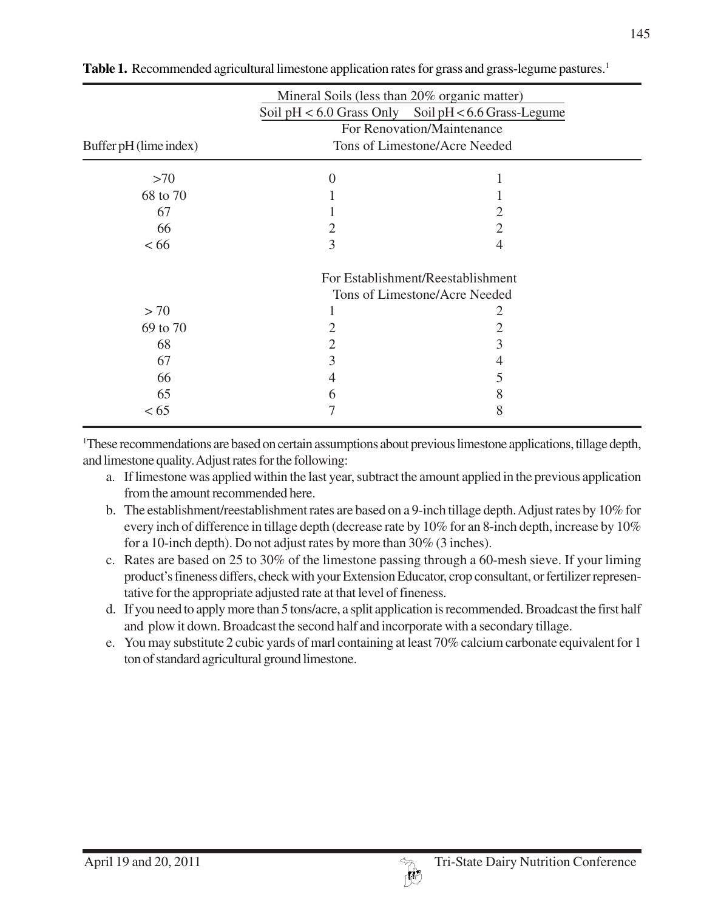**Table 1.** Recommended agricultural limestone application rates for grass and grass-legume pastures.[1]

| Buffer pH (lime index) | Mineral Soils (less than 20% organic matter) | |
|---|---|---|
| | Soil pH < 6.0 Grass Only | Soil pH < 6.6 Grass-Legume |
| | For Renovation/Maintenance Tons of Limestone/Acre Needed | |
| >70 | 0 | 1 |
| 68 to 70 | 1 | 1 |
| 67 | 1 | 2 |
| 66 | 2 | 2 |
| < 66 | 3 | 4 |
| | For Establishment/Reestablishment Tons of Limestone/Acre Needed | |
| > 70 | 1 | 2 |
| 69 to 70 | 2 | 2 |
| 68 | 2 | 3 |
| 67 | 3 | 4 |
| 66 | 4 | 5 |
| 65 | 6 | 8 |
| < 65 | 7 | 8 |

[1]These recommendations are based on certain assumptions about previous limestone applications, tillage depth, and limestone quality. Adjust rates for the following:

a. If limestone was applied within the last year, subtract the amount applied in the previous application from the amount recommended here.
b. The establishment/reestablishment rates are based on a 9-inch tillage depth. Adjust rates by 10% for every inch of difference in tillage depth (decrease rate by 10% for an 8-inch depth, increase by 10% for a 10-inch depth). Do not adjust rates by more than 30% (3 inches).
c. Rates are based on 25 to 30% of the limestone passing through a 60-mesh sieve. If your liming product's fineness differs, check with your Extension Educator, crop consultant, or fertilizer representative for the appropriate adjusted rate at that level of fineness.
d. If you need to apply more than 5 tons/acre, a split application is recommended. Broadcast the first half and plow it down. Broadcast the second half and incorporate with a secondary tillage.
e. You may substitute 2 cubic yards of marl containing at least 70% calcium carbonate equivalent for 1 ton of standard agricultural ground limestone.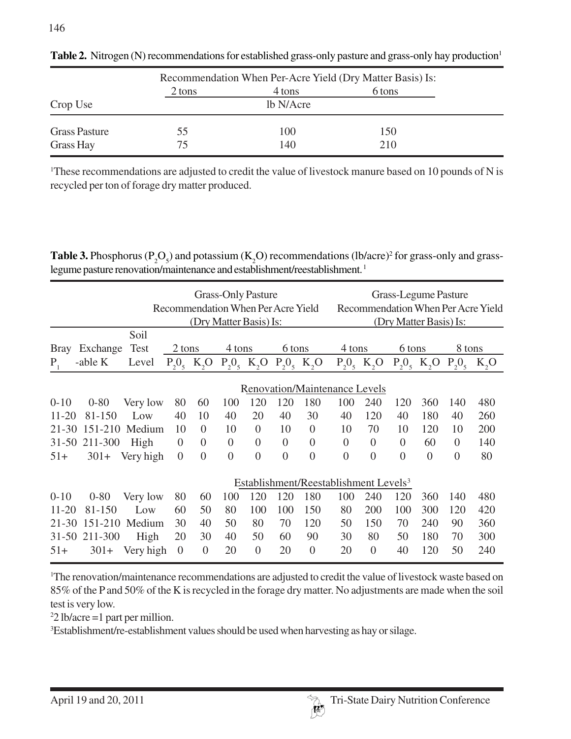**Table 2.** Nitrogen (N) recommendations for established grass-only pasture and grass-only hay production[1]

| Crop Use | Recommendation When Per-Acre Yield (Dry Matter Basis) Is: 2 tons | 4 tons | 6 tons |
|---|---|---|---|
| | lb N/Acre | | |
| Grass Pasture | 55 | 100 | 150 |
| Grass Hay | 75 | 140 | 210 |

[1]These recommendations are adjusted to credit the value of livestock manure based on 10 pounds of N is recycled per ton of forage dry matter produced.

**Table 3.** Phosphorus ($P_2O_5$) and potassium ($K_2O$) recommendations (lb/acre)[2] for grass-only and grass-legume pasture renovation/maintenance and establishment/reestablishment.[1]

| | | | Grass-Only Pasture Recommendation When Per Acre Yield (Dry Matter Basis) Is: | | | | | | Grass-Legume Pasture Recommendation When Per Acre Yield (Dry Matter Basis) Is: | | | | | |
|---|---|---|---|---|---|---|---|---|---|---|---|---|---|---|
| Bray $P_1$ | Exchange-able K | Soil Test Level | 2 tons $P_2O_5$ | 2 tons $K_2O$ | 4 tons $P_2O_5$ | 4 tons $K_2O$ | 6 tons $P_2O_5$ | 6 tons $K_2O$ | 4 tons $P_2O_5$ | 4 tons $K_2O$ | 6 tons $P_2O_5$ | 6 tons $K_2O$ | 8 tons $P_2O_5$ | 8 tons $K_2O$ |
| | | | Renovation/Maintenance Levels | | | | | | | | | | | |
| 0-10 | 0-80 | Very low | 80 | 60 | 100 | 120 | 120 | 180 | 100 | 240 | 120 | 360 | 140 | 480 |
| 11-20 | 81-150 | Low | 40 | 10 | 40 | 20 | 40 | 30 | 40 | 120 | 40 | 180 | 40 | 260 |
| 21-30 | 151-210 | Medium | 10 | 0 | 10 | 0 | 10 | 0 | 10 | 70 | 10 | 120 | 10 | 200 |
| 31-50 | 211-300 | High | 0 | 0 | 0 | 0 | 0 | 0 | 0 | 0 | 0 | 60 | 0 | 140 |
| 51+ | 301+ | Very high | 0 | 0 | 0 | 0 | 0 | 0 | 0 | 0 | 0 | 0 | 0 | 80 |
| | | | Establishment/Reestablishment Levels[3] | | | | | | | | | | | |
| 0-10 | 0-80 | Very low | 80 | 60 | 100 | 120 | 120 | 180 | 100 | 240 | 120 | 360 | 140 | 480 |
| 11-20 | 81-150 | Low | 60 | 50 | 80 | 100 | 100 | 150 | 80 | 200 | 100 | 300 | 120 | 420 |
| 21-30 | 151-210 | Medium | 30 | 40 | 50 | 80 | 70 | 120 | 50 | 150 | 70 | 240 | 90 | 360 |
| 31-50 | 211-300 | High | 20 | 30 | 40 | 50 | 60 | 90 | 30 | 80 | 50 | 180 | 70 | 300 |
| 51+ | 301+ | Very high | 0 | 0 | 20 | 0 | 20 | 0 | 20 | 0 | 40 | 120 | 50 | 240 |

[1]The renovation/maintenance recommendations are adjusted to credit the value of livestock waste based on 85% of the P and 50% of the K is recycled in the forage dry matter. No adjustments are made when the soil test is very low.

[2]2 lb/acre =1 part per million.

[3]Establishment/re-establishment values should be used when harvesting as hay or silage.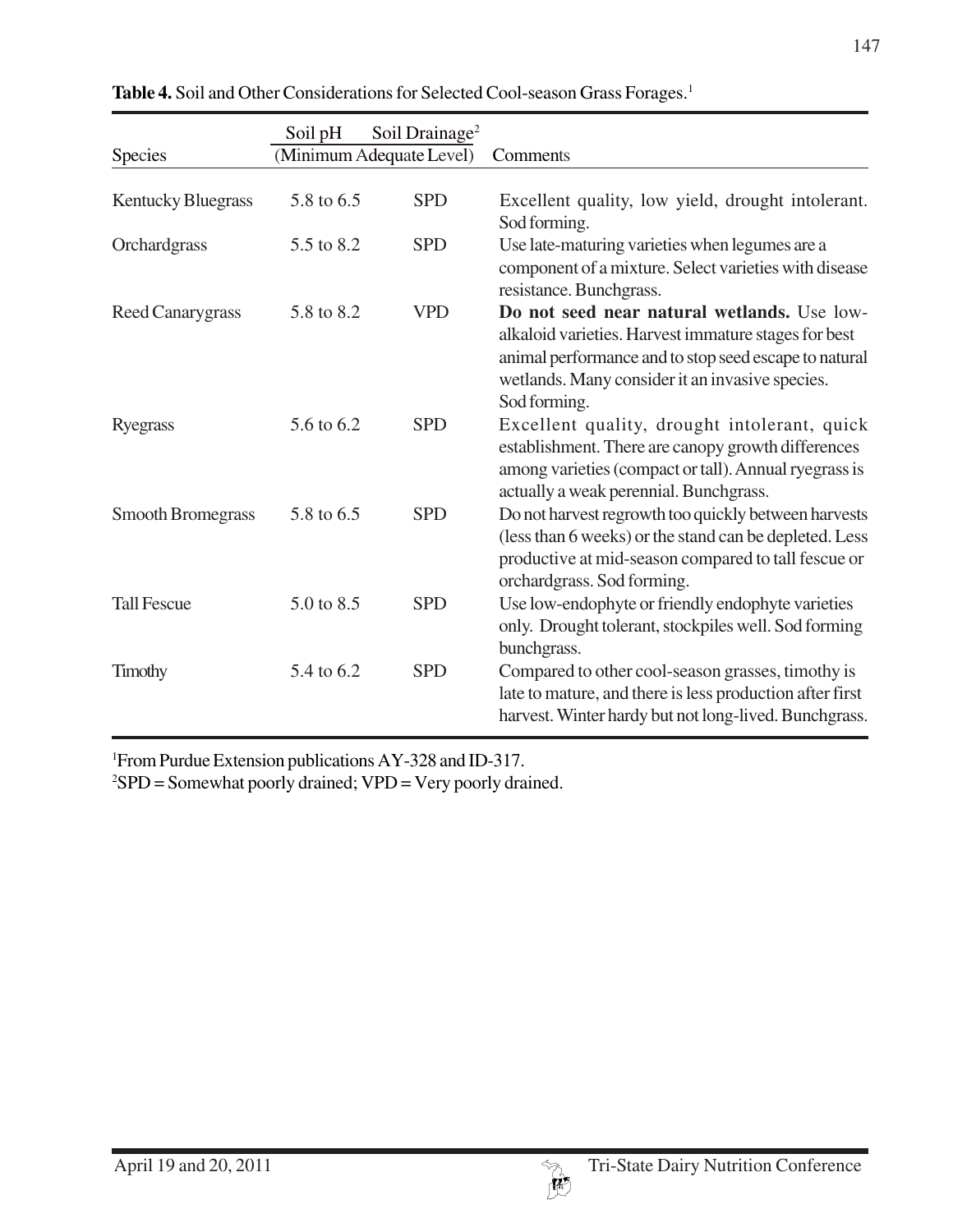**Table 4.** Soil and Other Considerations for Selected Cool-season Grass Forages.[1]

| Species | Soil pH | Soil Drainage[2] | Comments |
|---|---|---|---|
| | (Minimum Adequate Level) | | |
| Kentucky Bluegrass | 5.8 to 6.5 | SPD | Excellent quality, low yield, drought intolerant. Sod forming. |
| Orchardgrass | 5.5 to 8.2 | SPD | Use late-maturing varieties when legumes are a component of a mixture. Select varieties with disease resistance. Bunchgrass. |
| Reed Canarygrass | 5.8 to 8.2 | VPD | **Do not seed near natural wetlands.** Use low-alkaloid varieties. Harvest immature stages for best animal performance and to stop seed escape to natural wetlands. Many consider it an invasive species. Sod forming. |
| Ryegrass | 5.6 to 6.2 | SPD | Excellent quality, drought intolerant, quick establishment. There are canopy growth differences among varieties (compact or tall). Annual ryegrass is actually a weak perennial. Bunchgrass. |
| Smooth Bromegrass | 5.8 to 6.5 | SPD | Do not harvest regrowth too quickly between harvests (less than 6 weeks) or the stand can be depleted. Less productive at mid-season compared to tall fescue or orchardgrass. Sod forming. |
| Tall Fescue | 5.0 to 8.5 | SPD | Use low-endophyte or friendly endophyte varieties only. Drought tolerant, stockpiles well. Sod forming bunchgrass. |
| Timothy | 5.4 to 6.2 | SPD | Compared to other cool-season grasses, timothy is late to mature, and there is less production after first harvest. Winter hardy but not long-lived. Bunchgrass. |

[1]From Purdue Extension publications AY-328 and ID-317.
[2]SPD = Somewhat poorly drained; VPD = Very poorly drained.